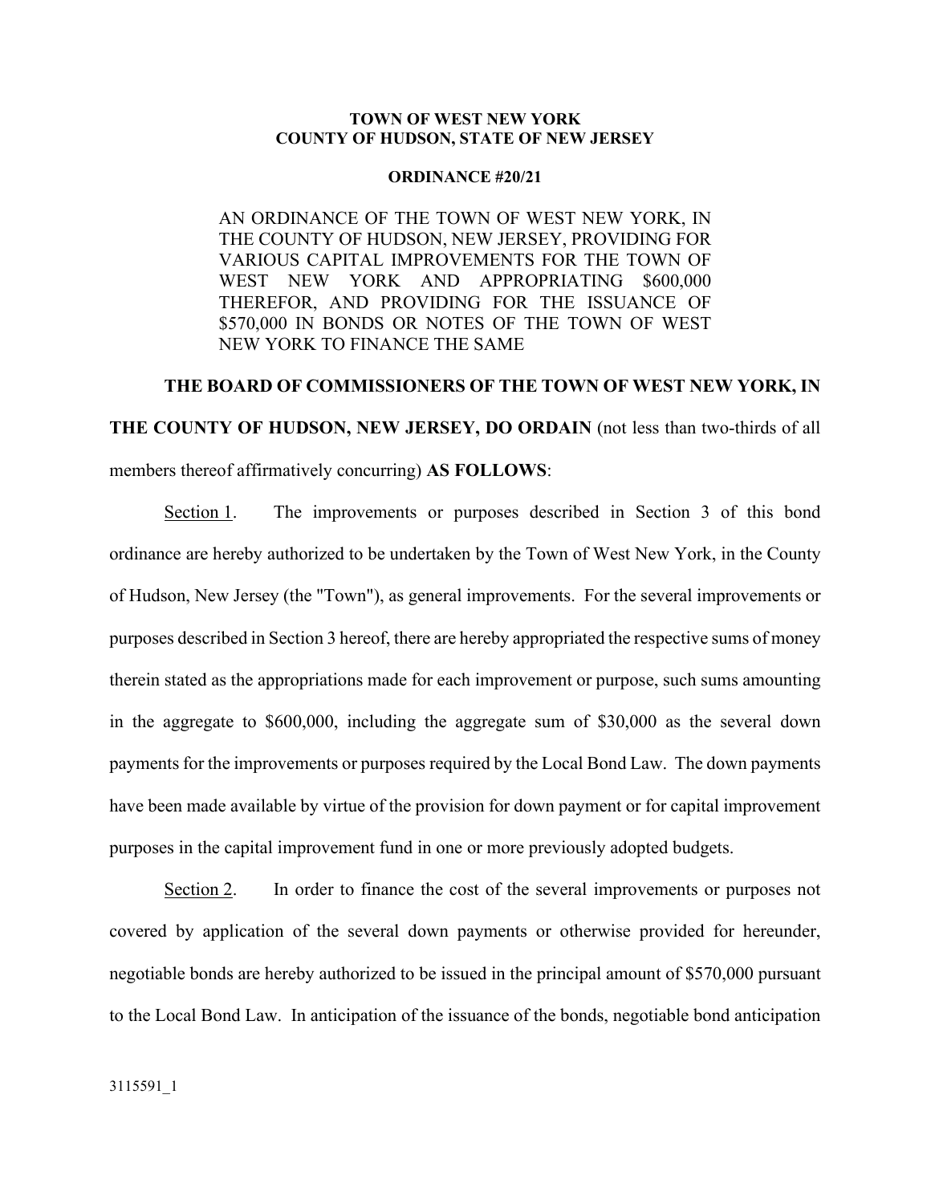**TOWN OF WEST NEW YORK**
**COUNTY OF HUDSON, STATE OF NEW JERSEY**

**ORDINANCE #20/21**

AN ORDINANCE OF THE TOWN OF WEST NEW YORK, IN THE COUNTY OF HUDSON, NEW JERSEY, PROVIDING FOR VARIOUS CAPITAL IMPROVEMENTS FOR THE TOWN OF WEST NEW YORK AND APPROPRIATING $600,000 THEREFOR, AND PROVIDING FOR THE ISSUANCE OF $570,000 IN BONDS OR NOTES OF THE TOWN OF WEST NEW YORK TO FINANCE THE SAME

**THE BOARD OF COMMISSIONERS OF THE TOWN OF WEST NEW YORK, IN THE COUNTY OF HUDSON, NEW JERSEY, DO ORDAIN** (not less than two-thirds of all members thereof affirmatively concurring) **AS FOLLOWS**:

Section 1. The improvements or purposes described in Section 3 of this bond ordinance are hereby authorized to be undertaken by the Town of West New York, in the County of Hudson, New Jersey (the "Town"), as general improvements. For the several improvements or purposes described in Section 3 hereof, there are hereby appropriated the respective sums of money therein stated as the appropriations made for each improvement or purpose, such sums amounting in the aggregate to $600,000, including the aggregate sum of $30,000 as the several down payments for the improvements or purposes required by the Local Bond Law. The down payments have been made available by virtue of the provision for down payment or for capital improvement purposes in the capital improvement fund in one or more previously adopted budgets.

Section 2. In order to finance the cost of the several improvements or purposes not covered by application of the several down payments or otherwise provided for hereunder, negotiable bonds are hereby authorized to be issued in the principal amount of $570,000 pursuant to the Local Bond Law. In anticipation of the issuance of the bonds, negotiable bond anticipation

3115591_1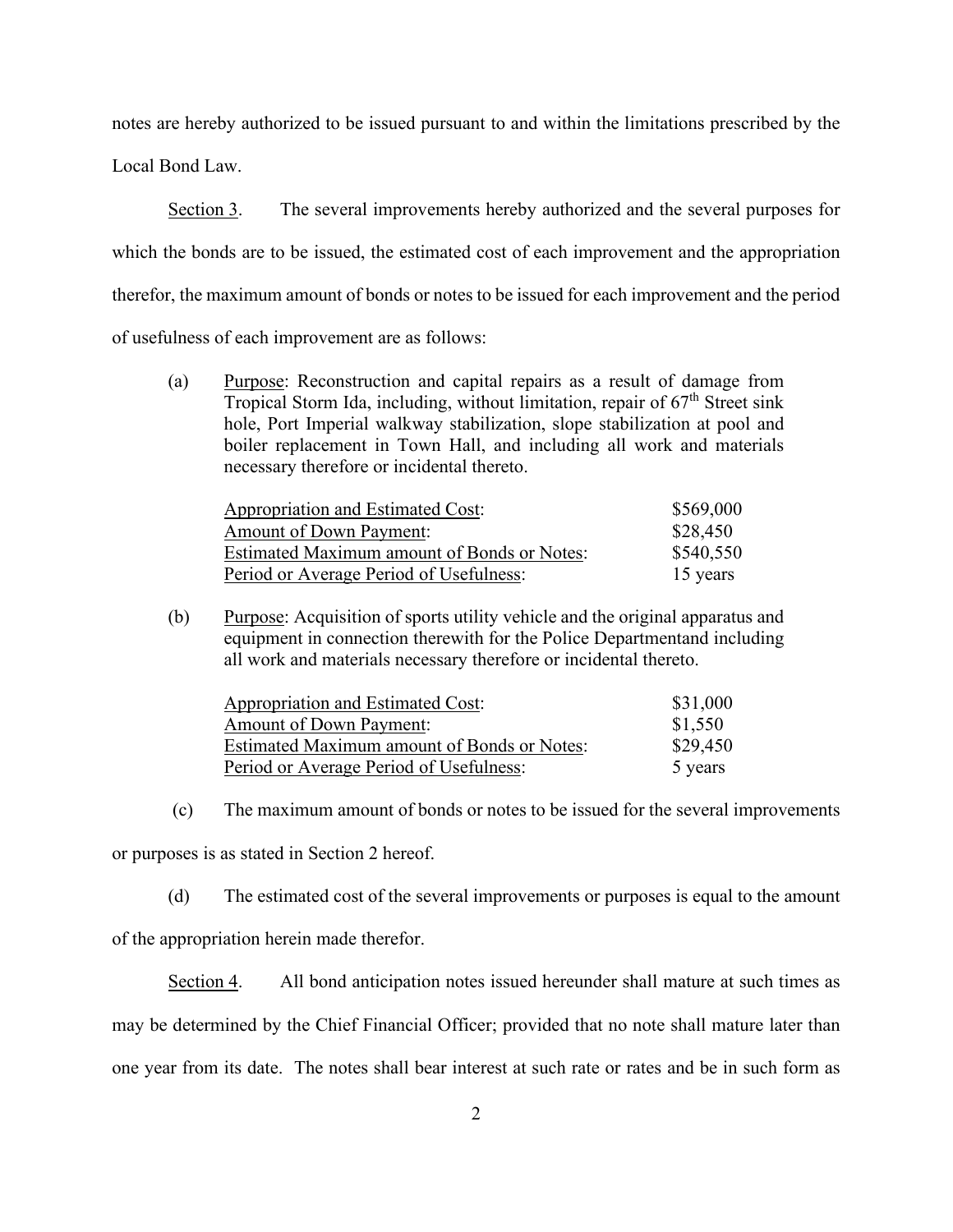notes are hereby authorized to be issued pursuant to and within the limitations prescribed by the Local Bond Law.

Section 3. The several improvements hereby authorized and the several purposes for which the bonds are to be issued, the estimated cost of each improvement and the appropriation therefor, the maximum amount of bonds or notes to be issued for each improvement and the period of usefulness of each improvement are as follows:

(a) Purpose: Reconstruction and capital repairs as a result of damage from Tropical Storm Ida, including, without limitation, repair of 67th Street sink hole, Port Imperial walkway stabilization, slope stabilization at pool and boiler replacement in Town Hall, and including all work and materials necessary therefore or incidental thereto.

| | |
|---|---|
| Appropriation and Estimated Cost: | \$569,000 |
| Amount of Down Payment: | \$28,450 |
| Estimated Maximum amount of Bonds or Notes: | \$540,550 |
| Period or Average Period of Usefulness: | 15 years |

(b) Purpose: Acquisition of sports utility vehicle and the original apparatus and equipment in connection therewith for the Police Departmentand including all work and materials necessary therefore or incidental thereto.

| | |
|---|---|
| Appropriation and Estimated Cost: | \$31,000 |
| Amount of Down Payment: | \$1,550 |
| Estimated Maximum amount of Bonds or Notes: | \$29,450 |
| Period or Average Period of Usefulness: | 5 years |

(c) The maximum amount of bonds or notes to be issued for the several improvements or purposes is as stated in Section 2 hereof.

(d) The estimated cost of the several improvements or purposes is equal to the amount of the appropriation herein made therefor.

Section 4. All bond anticipation notes issued hereunder shall mature at such times as may be determined by the Chief Financial Officer; provided that no note shall mature later than one year from its date. The notes shall bear interest at such rate or rates and be in such form as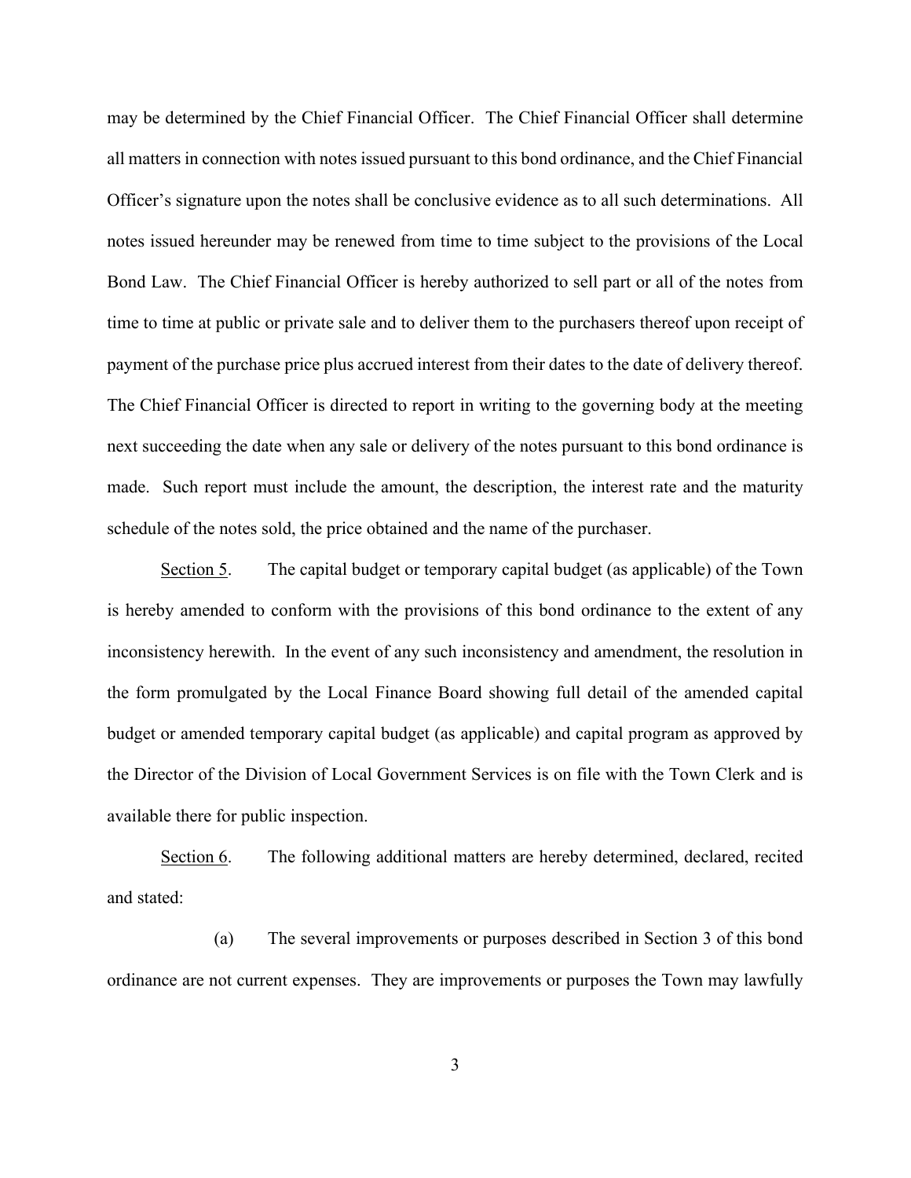may be determined by the Chief Financial Officer. The Chief Financial Officer shall determine all matters in connection with notes issued pursuant to this bond ordinance, and the Chief Financial Officer's signature upon the notes shall be conclusive evidence as to all such determinations. All notes issued hereunder may be renewed from time to time subject to the provisions of the Local Bond Law. The Chief Financial Officer is hereby authorized to sell part or all of the notes from time to time at public or private sale and to deliver them to the purchasers thereof upon receipt of payment of the purchase price plus accrued interest from their dates to the date of delivery thereof. The Chief Financial Officer is directed to report in writing to the governing body at the meeting next succeeding the date when any sale or delivery of the notes pursuant to this bond ordinance is made. Such report must include the amount, the description, the interest rate and the maturity schedule of the notes sold, the price obtained and the name of the purchaser.

<u>Section 5</u>. The capital budget or temporary capital budget (as applicable) of the Town is hereby amended to conform with the provisions of this bond ordinance to the extent of any inconsistency herewith. In the event of any such inconsistency and amendment, the resolution in the form promulgated by the Local Finance Board showing full detail of the amended capital budget or amended temporary capital budget (as applicable) and capital program as approved by the Director of the Division of Local Government Services is on file with the Town Clerk and is available there for public inspection.

<u>Section 6</u>. The following additional matters are hereby determined, declared, recited and stated:

(a) The several improvements or purposes described in Section 3 of this bond ordinance are not current expenses. They are improvements or purposes the Town may lawfully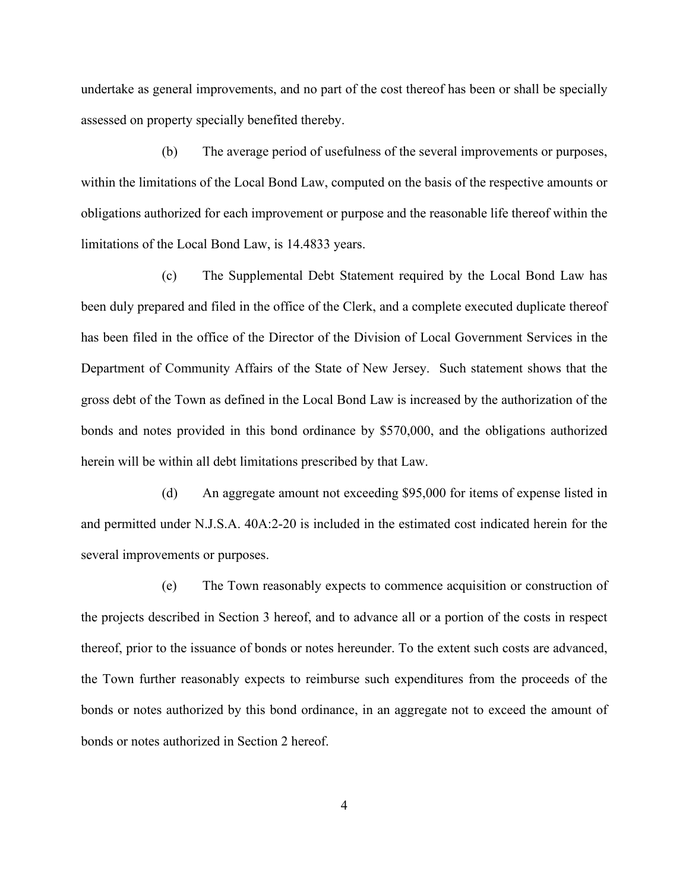undertake as general improvements, and no part of the cost thereof has been or shall be specially assessed on property specially benefited thereby.

(b) The average period of usefulness of the several improvements or purposes, within the limitations of the Local Bond Law, computed on the basis of the respective amounts or obligations authorized for each improvement or purpose and the reasonable life thereof within the limitations of the Local Bond Law, is 14.4833 years.

(c) The Supplemental Debt Statement required by the Local Bond Law has been duly prepared and filed in the office of the Clerk, and a complete executed duplicate thereof has been filed in the office of the Director of the Division of Local Government Services in the Department of Community Affairs of the State of New Jersey. Such statement shows that the gross debt of the Town as defined in the Local Bond Law is increased by the authorization of the bonds and notes provided in this bond ordinance by $570,000, and the obligations authorized herein will be within all debt limitations prescribed by that Law.

(d) An aggregate amount not exceeding $95,000 for items of expense listed in and permitted under N.J.S.A. 40A:2-20 is included in the estimated cost indicated herein for the several improvements or purposes.

(e) The Town reasonably expects to commence acquisition or construction of the projects described in Section 3 hereof, and to advance all or a portion of the costs in respect thereof, prior to the issuance of bonds or notes hereunder. To the extent such costs are advanced, the Town further reasonably expects to reimburse such expenditures from the proceeds of the bonds or notes authorized by this bond ordinance, in an aggregate not to exceed the amount of bonds or notes authorized in Section 2 hereof.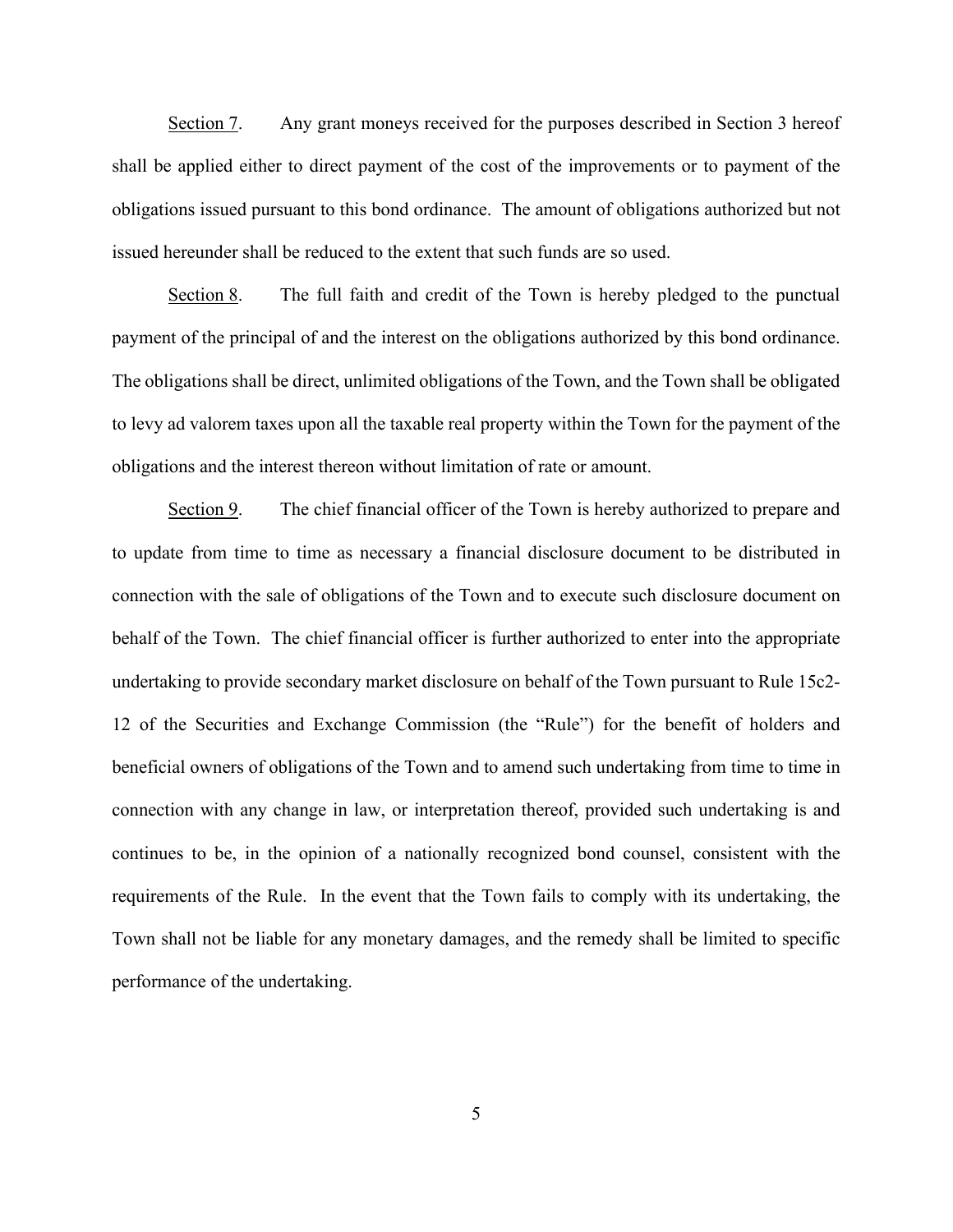<u>Section 7</u>. Any grant moneys received for the purposes described in Section 3 hereof shall be applied either to direct payment of the cost of the improvements or to payment of the obligations issued pursuant to this bond ordinance. The amount of obligations authorized but not issued hereunder shall be reduced to the extent that such funds are so used.

<u>Section 8</u>. The full faith and credit of the Town is hereby pledged to the punctual payment of the principal of and the interest on the obligations authorized by this bond ordinance. The obligations shall be direct, unlimited obligations of the Town, and the Town shall be obligated to levy ad valorem taxes upon all the taxable real property within the Town for the payment of the obligations and the interest thereon without limitation of rate or amount.

<u>Section 9</u>. The chief financial officer of the Town is hereby authorized to prepare and to update from time to time as necessary a financial disclosure document to be distributed in connection with the sale of obligations of the Town and to execute such disclosure document on behalf of the Town. The chief financial officer is further authorized to enter into the appropriate undertaking to provide secondary market disclosure on behalf of the Town pursuant to Rule 15c2-12 of the Securities and Exchange Commission (the "Rule") for the benefit of holders and beneficial owners of obligations of the Town and to amend such undertaking from time to time in connection with any change in law, or interpretation thereof, provided such undertaking is and continues to be, in the opinion of a nationally recognized bond counsel, consistent with the requirements of the Rule. In the event that the Town fails to comply with its undertaking, the Town shall not be liable for any monetary damages, and the remedy shall be limited to specific performance of the undertaking.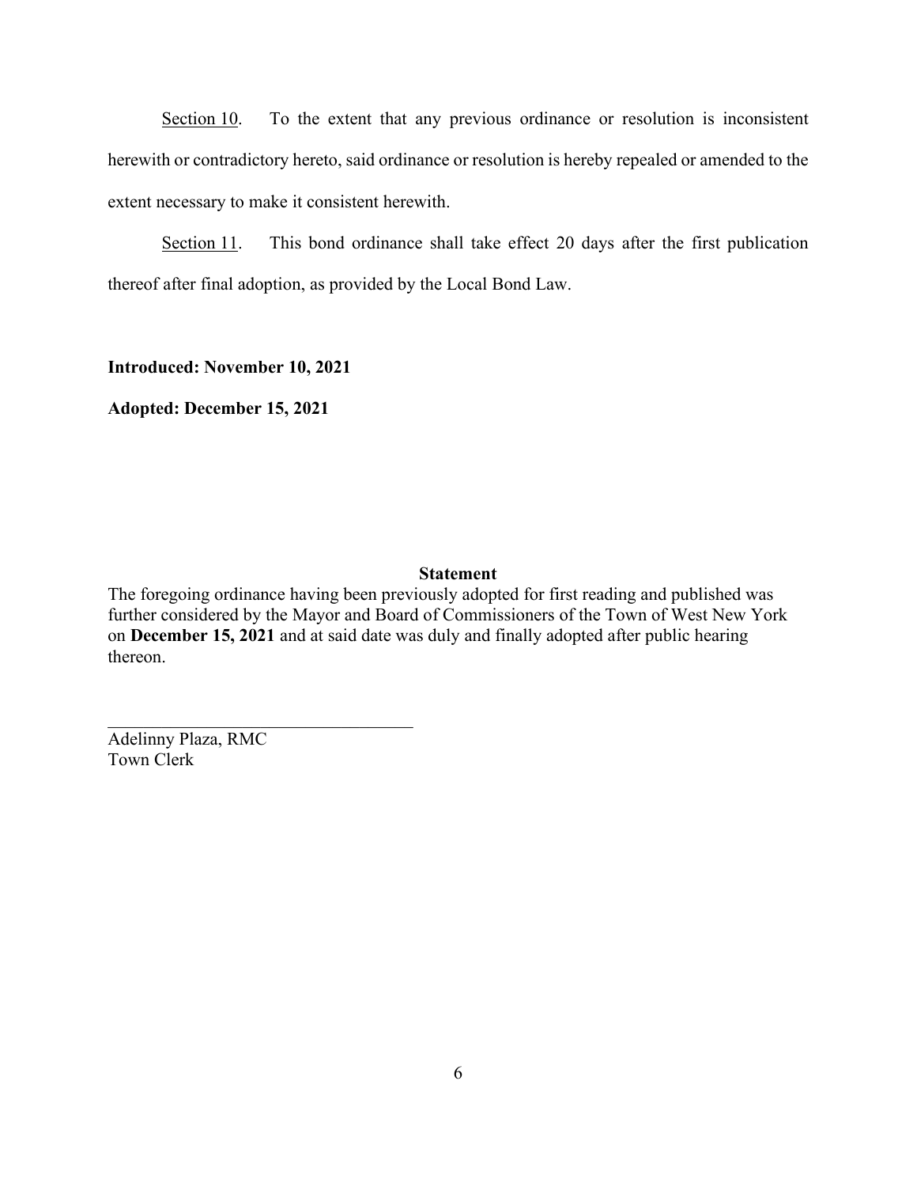Section 10. To the extent that any previous ordinance or resolution is inconsistent herewith or contradictory hereto, said ordinance or resolution is hereby repealed or amended to the extent necessary to make it consistent herewith.

Section 11. This bond ordinance shall take effect 20 days after the first publication thereof after final adoption, as provided by the Local Bond Law.

**Introduced: November 10, 2021**

**Adopted: December 15, 2021**

**Statement**

The foregoing ordinance having been previously adopted for first reading and published was further considered by the Mayor and Board of Commissioners of the Town of West New York on **December 15, 2021** and at said date was duly and finally adopted after public hearing thereon.

\_\_\_\_\_\_\_\_\_\_\_\_\_\_\_\_\_\_\_\_\_\_\_\_\_\_\_\_\_\_\_\_\_\_\_

Adelinny Plaza, RMC
Town Clerk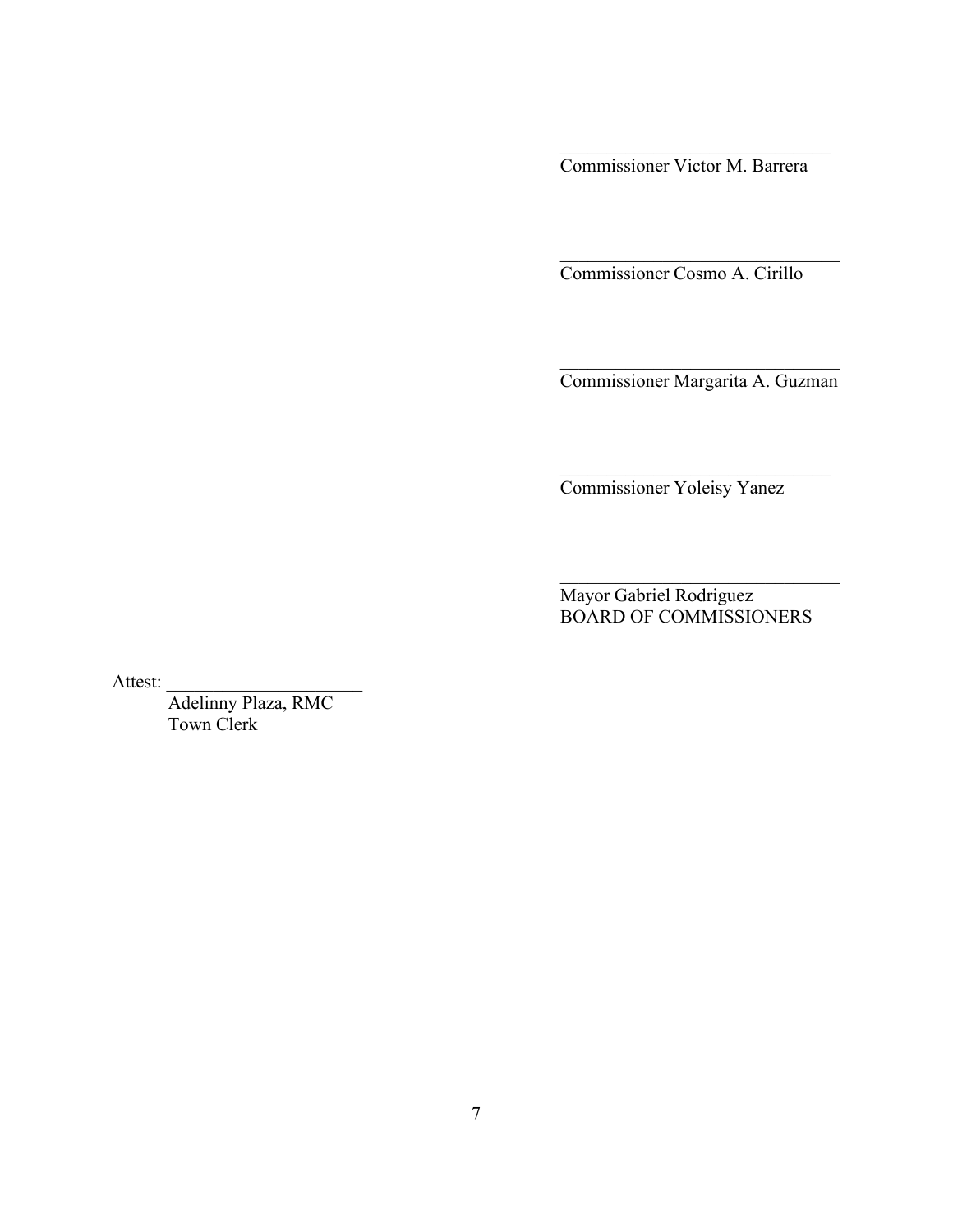\_\_\_\_\_\_\_\_\_\_\_\_\_\_\_\_\_\_\_\_\_\_\_\_\_\_\_\_\_\_
Commissioner Victor M. Barrera

\_\_\_\_\_\_\_\_\_\_\_\_\_\_\_\_\_\_\_\_\_\_\_\_\_\_\_\_\_\_
Commissioner Cosmo A. Cirillo

\_\_\_\_\_\_\_\_\_\_\_\_\_\_\_\_\_\_\_\_\_\_\_\_\_\_\_\_\_\_
Commissioner Margarita A. Guzman

\_\_\_\_\_\_\_\_\_\_\_\_\_\_\_\_\_\_\_\_\_\_\_\_\_\_\_\_\_\_
Commissioner Yoleisy Yanez

\_\_\_\_\_\_\_\_\_\_\_\_\_\_\_\_\_\_\_\_\_\_\_\_\_\_\_\_\_\_
Mayor Gabriel Rodriguez
BOARD OF COMMISSIONERS

Attest: \_\_\_\_\_\_\_\_\_\_\_\_\_\_\_\_\_\_\_\_\_\_
Adelinny Plaza, RMC
Town Clerk